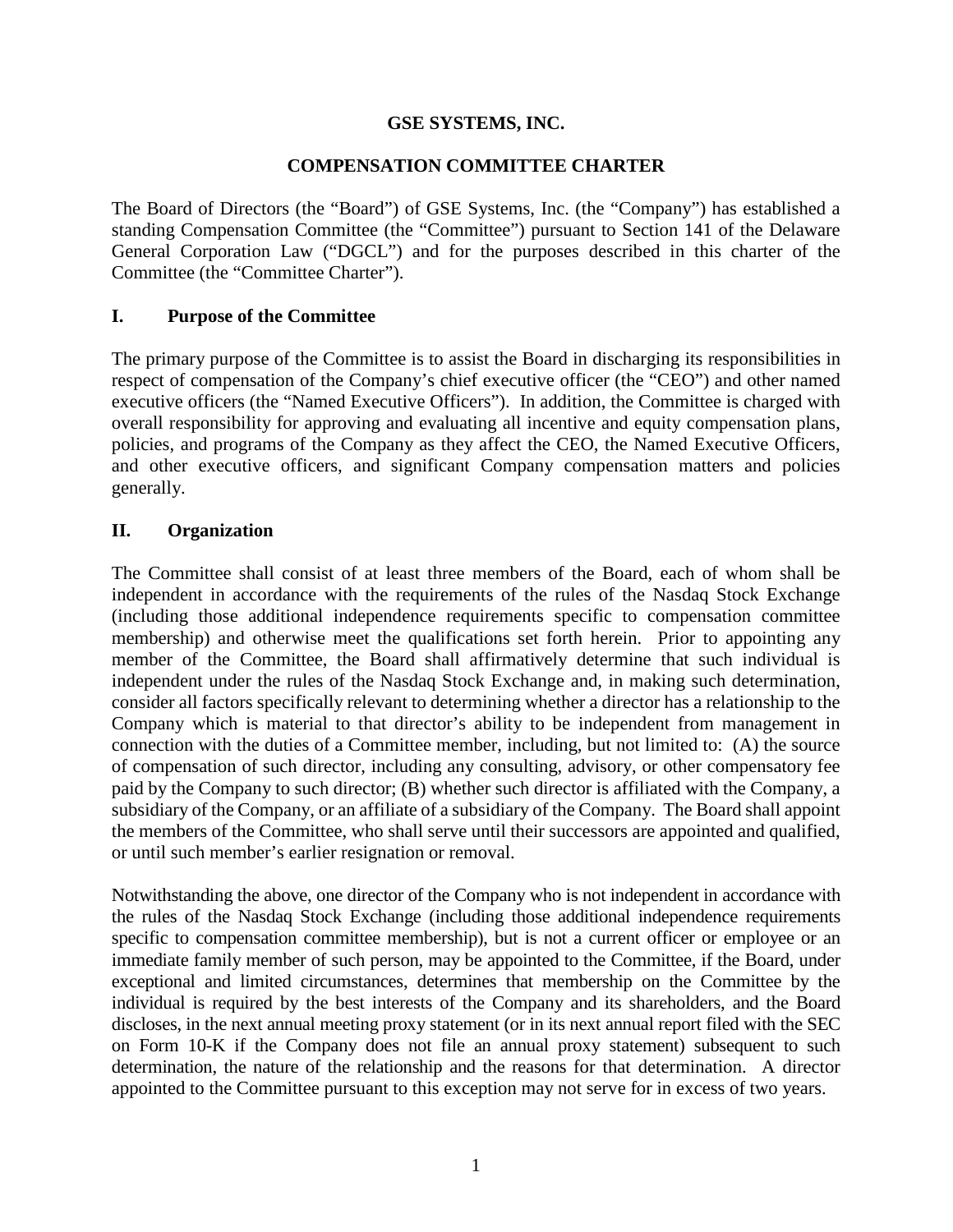# GSE SYSTEMS, INC.

## COMPENSATION COMMITTEE CHARTER

The Board of Directors (the "Board") of GSE Systems, Inc. (the "Company") has established a standing Compensation Committee (the "Committee") pursuant to Section 141 of the Delaware General Corporation Law ("DGCL") and for the purposes described in this charter of the Committee (the "Committee Charter").

## I. Purpose of the Committee

The primary purpose of the Committee is to assist the Board in discharging its responsibilities in respect of compensation of the Company's chief executive officer (the "CEO") and other named executive officers (the "Named Executive Officers"). In addition, the Committee is charged with overall responsibility for approving and evaluating all incentive and equity compensation plans, policies, and programs of the Company as they affect the CEO, the Named Executive Officers, and other executive officers, and significant Company compensation matters and policies generally.

## II. Organization

The Committee shall consist of at least three members of the Board, each of whom shall be independent in accordance with the requirements of the rules of the Nasdaq Stock Exchange (including those additional independence requirements specific to compensation committee membership) and otherwise meet the qualifications set forth herein. Prior to appointing any member of the Committee, the Board shall affirmatively determine that such individual is independent under the rules of the Nasdaq Stock Exchange and, in making such determination, consider all factors specifically relevant to determining whether a director has a relationship to the Company which is material to that director's ability to be independent from management in connection with the duties of a Committee member, including, but not limited to: (A) the source of compensation of such director, including any consulting, advisory, or other compensatory fee paid by the Company to such director; (B) whether such director is affiliated with the Company, a subsidiary of the Company, or an affiliate of a subsidiary of the Company. The Board shall appoint the members of the Committee, who shall serve until their successors are appointed and qualified, or until such member's earlier resignation or removal.

Notwithstanding the above, one director of the Company who is not independent in accordance with the rules of the Nasdaq Stock Exchange (including those additional independence requirements specific to compensation committee membership), but is not a current officer or employee or an immediate family member of such person, may be appointed to the Committee, if the Board, under exceptional and limited circumstances, determines that membership on the Committee by the individual is required by the best interests of the Company and its shareholders, and the Board discloses, in the next annual meeting proxy statement (or in its next annual report filed with the SEC on Form 10-K if the Company does not file an annual proxy statement) subsequent to such determination, the nature of the relationship and the reasons for that determination. A director appointed to the Committee pursuant to this exception may not serve for in excess of two years.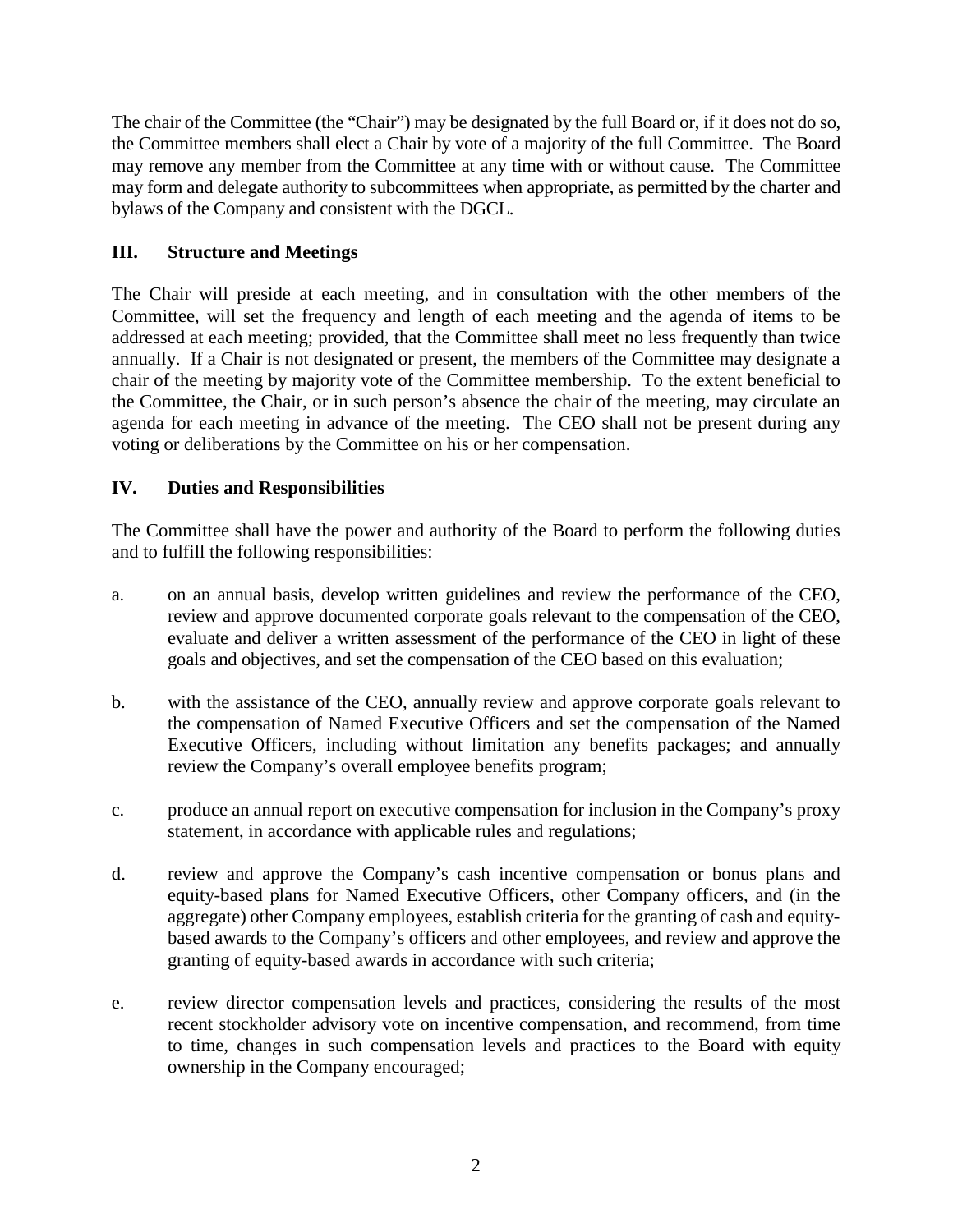The chair of the Committee (the "Chair") may be designated by the full Board or, if it does not do so, the Committee members shall elect a Chair by vote of a majority of the full Committee. The Board may remove any member from the Committee at any time with or without cause. The Committee may form and delegate authority to subcommittees when appropriate, as permitted by the charter and bylaws of the Company and consistent with the DGCL.

## III. Structure and Meetings

The Chair will preside at each meeting, and in consultation with the other members of the Committee, will set the frequency and length of each meeting and the agenda of items to be addressed at each meeting; provided, that the Committee shall meet no less frequently than twice annually. If a Chair is not designated or present, the members of the Committee may designate a chair of the meeting by majority vote of the Committee membership. To the extent beneficial to the Committee, the Chair, or in such person's absence the chair of the meeting, may circulate an agenda for each meeting in advance of the meeting. The CEO shall not be present during any voting or deliberations by the Committee on his or her compensation.

## IV. Duties and Responsibilities

The Committee shall have the power and authority of the Board to perform the following duties and to fulfill the following responsibilities:

a. on an annual basis, develop written guidelines and review the performance of the CEO, review and approve documented corporate goals relevant to the compensation of the CEO, evaluate and deliver a written assessment of the performance of the CEO in light of these goals and objectives, and set the compensation of the CEO based on this evaluation;

b. with the assistance of the CEO, annually review and approve corporate goals relevant to the compensation of Named Executive Officers and set the compensation of the Named Executive Officers, including without limitation any benefits packages; and annually review the Company's overall employee benefits program;

c. produce an annual report on executive compensation for inclusion in the Company's proxy statement, in accordance with applicable rules and regulations;

d. review and approve the Company's cash incentive compensation or bonus plans and equity-based plans for Named Executive Officers, other Company officers, and (in the aggregate) other Company employees, establish criteria for the granting of cash and equity-based awards to the Company's officers and other employees, and review and approve the granting of equity-based awards in accordance with such criteria;

e. review director compensation levels and practices, considering the results of the most recent stockholder advisory vote on incentive compensation, and recommend, from time to time, changes in such compensation levels and practices to the Board with equity ownership in the Company encouraged;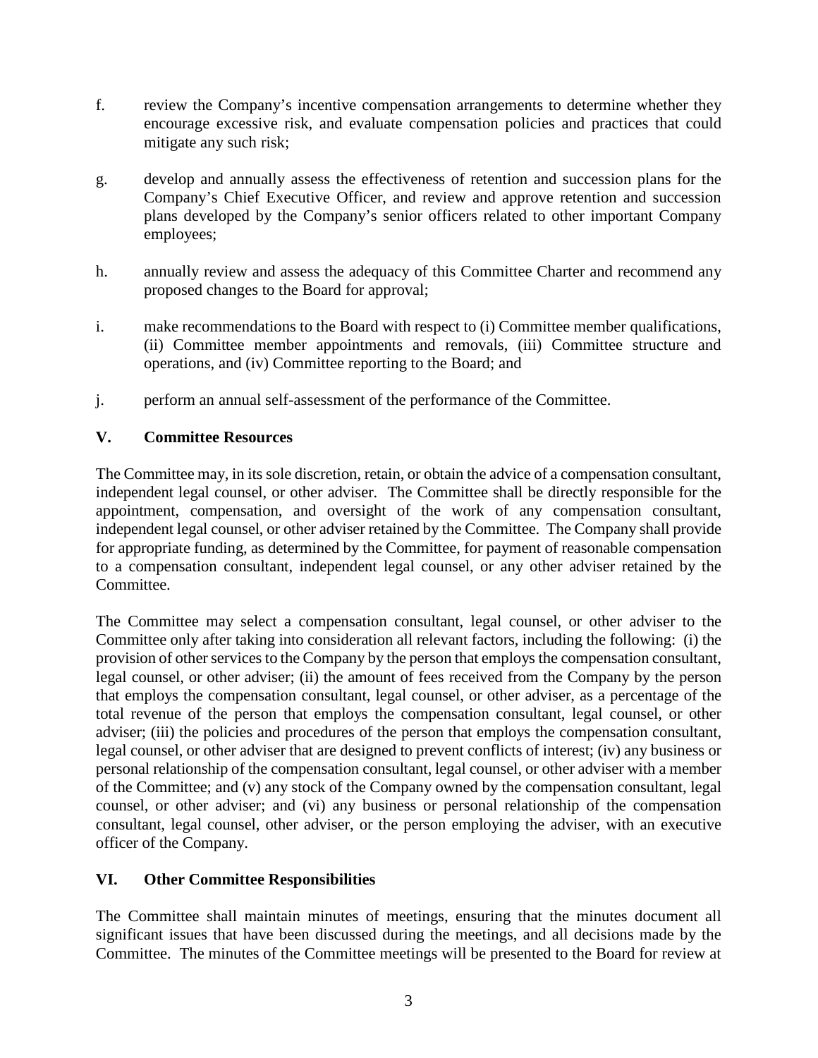f. review the Company's incentive compensation arrangements to determine whether they encourage excessive risk, and evaluate compensation policies and practices that could mitigate any such risk;

g. develop and annually assess the effectiveness of retention and succession plans for the Company's Chief Executive Officer, and review and approve retention and succession plans developed by the Company's senior officers related to other important Company employees;

h. annually review and assess the adequacy of this Committee Charter and recommend any proposed changes to the Board for approval;

i. make recommendations to the Board with respect to (i) Committee member qualifications, (ii) Committee member appointments and removals, (iii) Committee structure and operations, and (iv) Committee reporting to the Board; and

j. perform an annual self-assessment of the performance of the Committee.

## V. Committee Resources

The Committee may, in its sole discretion, retain, or obtain the advice of a compensation consultant, independent legal counsel, or other adviser. The Committee shall be directly responsible for the appointment, compensation, and oversight of the work of any compensation consultant, independent legal counsel, or other adviser retained by the Committee. The Company shall provide for appropriate funding, as determined by the Committee, for payment of reasonable compensation to a compensation consultant, independent legal counsel, or any other adviser retained by the Committee.

The Committee may select a compensation consultant, legal counsel, or other adviser to the Committee only after taking into consideration all relevant factors, including the following: (i) the provision of other services to the Company by the person that employs the compensation consultant, legal counsel, or other adviser; (ii) the amount of fees received from the Company by the person that employs the compensation consultant, legal counsel, or other adviser, as a percentage of the total revenue of the person that employs the compensation consultant, legal counsel, or other adviser; (iii) the policies and procedures of the person that employs the compensation consultant, legal counsel, or other adviser that are designed to prevent conflicts of interest; (iv) any business or personal relationship of the compensation consultant, legal counsel, or other adviser with a member of the Committee; and (v) any stock of the Company owned by the compensation consultant, legal counsel, or other adviser; and (vi) any business or personal relationship of the compensation consultant, legal counsel, other adviser, or the person employing the adviser, with an executive officer of the Company.

## VI. Other Committee Responsibilities

The Committee shall maintain minutes of meetings, ensuring that the minutes document all significant issues that have been discussed during the meetings, and all decisions made by the Committee. The minutes of the Committee meetings will be presented to the Board for review at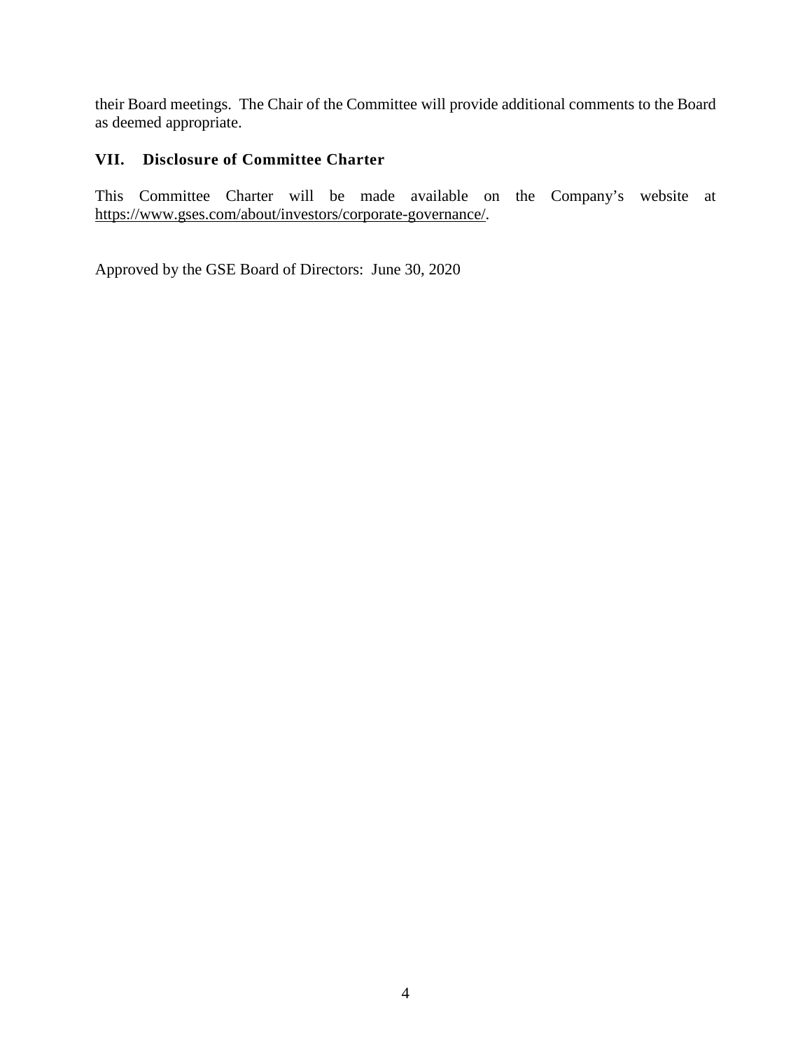their Board meetings. The Chair of the Committee will provide additional comments to the Board as deemed appropriate.

## VII. Disclosure of Committee Charter

This Committee Charter will be made available on the Company's website at https://www.gses.com/about/investors/corporate-governance/.

Approved by the GSE Board of Directors: June 30, 2020